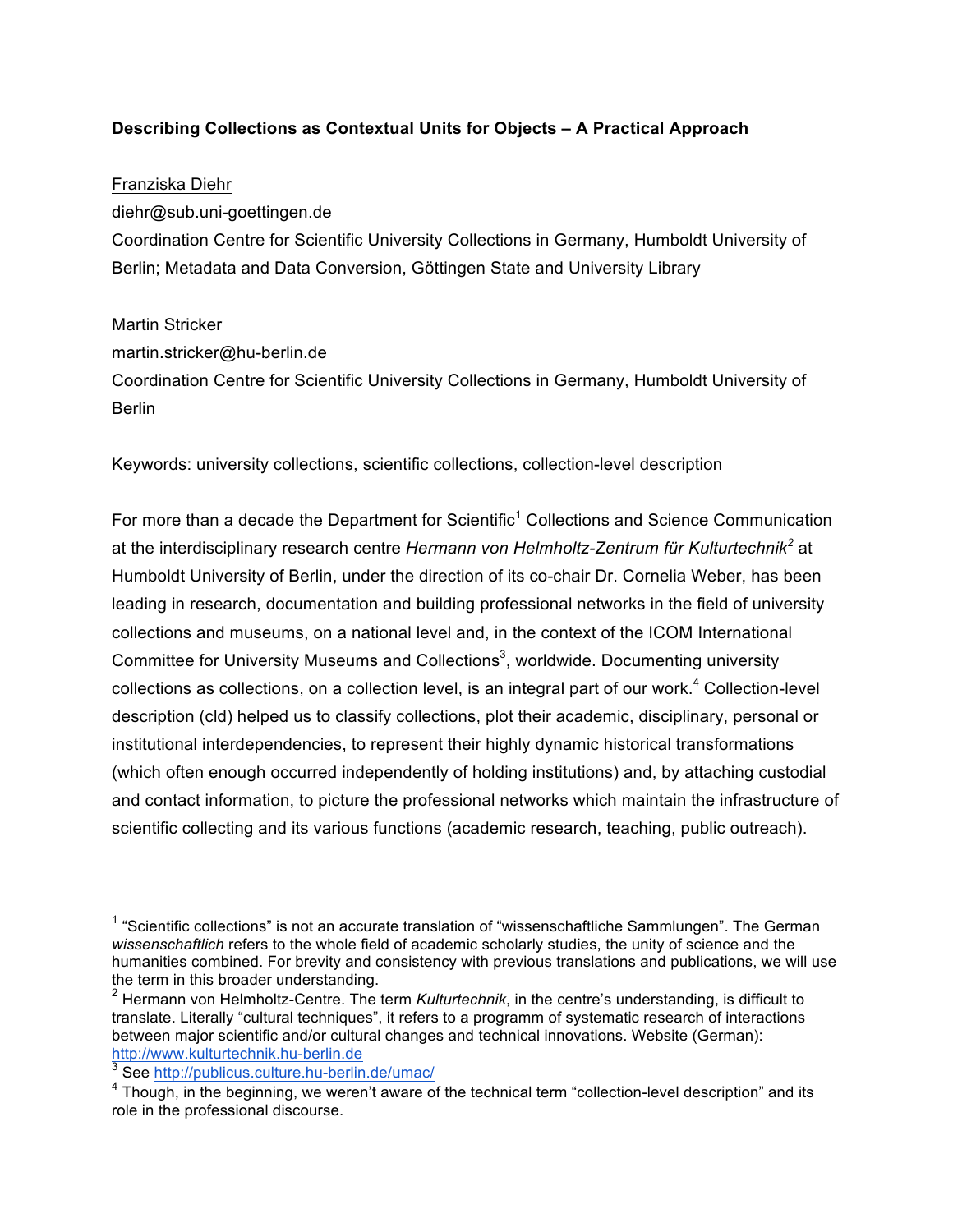**Describing Collections as Contextual Units for Objects – A Practical Approach**

Franziska Diehr
diehr@sub.uni-goettingen.de
Coordination Centre for Scientific University Collections in Germany, Humboldt University of Berlin; Metadata and Data Conversion, Göttingen State and University Library

Martin Stricker
martin.stricker@hu-berlin.de
Coordination Centre for Scientific University Collections in Germany, Humboldt University of Berlin

Keywords: university collections, scientific collections, collection-level description

For more than a decade the Department for Scientific[1] Collections and Science Communication at the interdisciplinary research centre *Hermann von Helmholtz-Zentrum für Kulturtechnik*[2] at Humboldt University of Berlin, under the direction of its co-chair Dr. Cornelia Weber, has been leading in research, documentation and building professional networks in the field of university collections and museums, on a national level and, in the context of the ICOM International Committee for University Museums and Collections[3], worldwide. Documenting university collections as collections, on a collection level, is an integral part of our work.[4] Collection-level description (cld) helped us to classify collections, plot their academic, disciplinary, personal or institutional interdependencies, to represent their highly dynamic historical transformations (which often enough occurred independently of holding institutions) and, by attaching custodial and contact information, to picture the professional networks which maintain the infrastructure of scientific collecting and its various functions (academic research, teaching, public outreach).

---

[1] "Scientific collections" is not an accurate translation of "wissenschaftliche Sammlungen". The German *wissenschaftlich* refers to the whole field of academic scholarly studies, the unity of science and the humanities combined. For brevity and consistency with previous translations and publications, we will use the term in this broader understanding.

[2] Hermann von Helmholtz-Centre. The term *Kulturtechnik*, in the centre's understanding, is difficult to translate. Literally "cultural techniques", it refers to a programm of systematic research of interactions between major scientific and/or cultural changes and technical innovations. Website (German): http://www.kulturtechnik.hu-berlin.de

[3] See http://publicus.culture.hu-berlin.de/umac/

[4] Though, in the beginning, we weren't aware of the technical term "collection-level description" and its role in the professional discourse.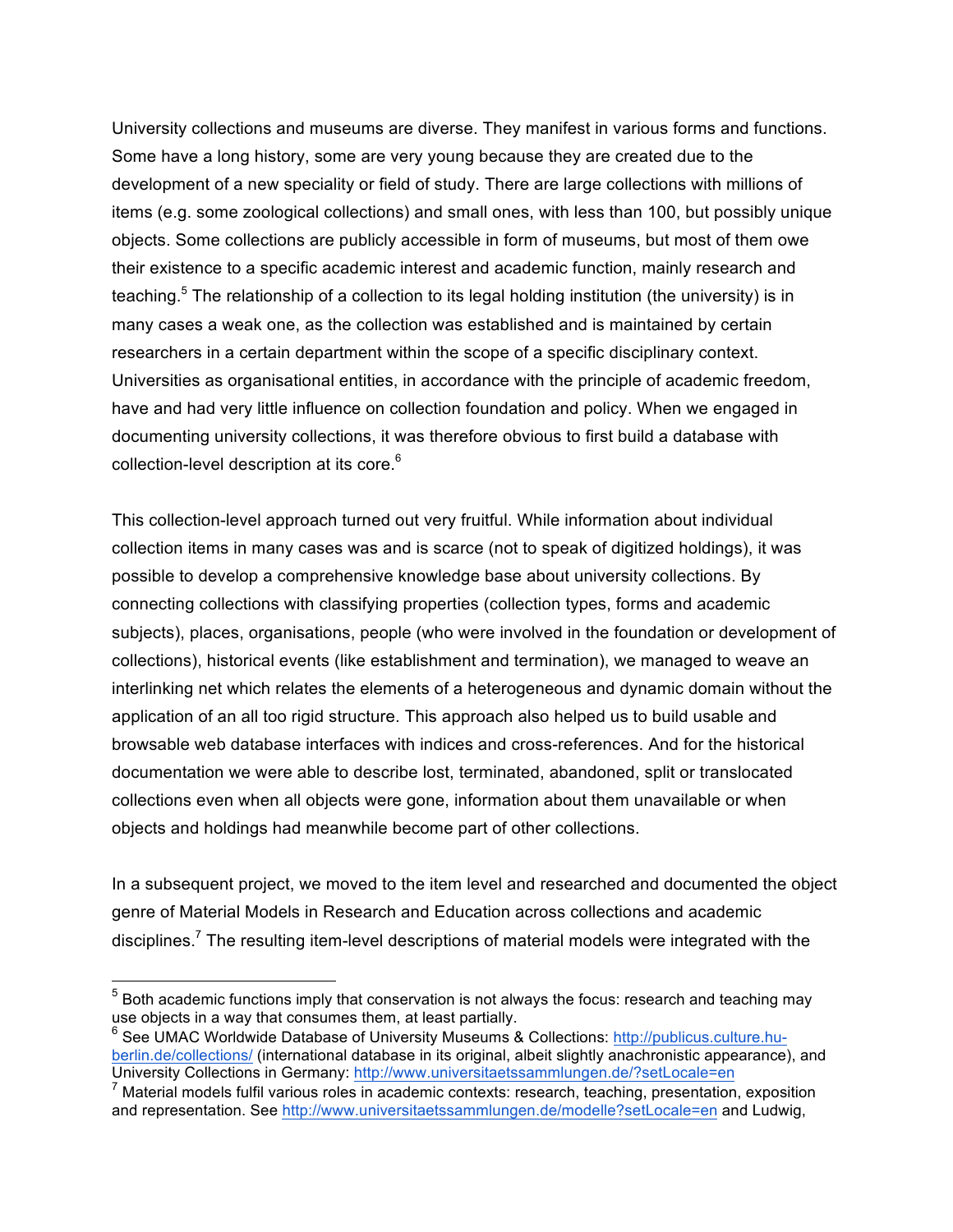University collections and museums are diverse. They manifest in various forms and functions. Some have a long history, some are very young because they are created due to the development of a new speciality or field of study. There are large collections with millions of items (e.g. some zoological collections) and small ones, with less than 100, but possibly unique objects. Some collections are publicly accessible in form of museums, but most of them owe their existence to a specific academic interest and academic function, mainly research and teaching.[5] The relationship of a collection to its legal holding institution (the university) is in many cases a weak one, as the collection was established and is maintained by certain researchers in a certain department within the scope of a specific disciplinary context. Universities as organisational entities, in accordance with the principle of academic freedom, have and had very little influence on collection foundation and policy. When we engaged in documenting university collections, it was therefore obvious to first build a database with collection-level description at its core.[6]

This collection-level approach turned out very fruitful. While information about individual collection items in many cases was and is scarce (not to speak of digitized holdings), it was possible to develop a comprehensive knowledge base about university collections. By connecting collections with classifying properties (collection types, forms and academic subjects), places, organisations, people (who were involved in the foundation or development of collections), historical events (like establishment and termination), we managed to weave an interlinking net which relates the elements of a heterogeneous and dynamic domain without the application of an all too rigid structure. This approach also helped us to build usable and browsable web database interfaces with indices and cross-references. And for the historical documentation we were able to describe lost, terminated, abandoned, split or translocated collections even when all objects were gone, information about them unavailable or when objects and holdings had meanwhile become part of other collections.

In a subsequent project, we moved to the item level and researched and documented the object genre of Material Models in Research and Education across collections and academic disciplines.[7] The resulting item-level descriptions of material models were integrated with the

---

[5] Both academic functions imply that conservation is not always the focus: research and teaching may use objects in a way that consumes them, at least partially.

[6] See UMAC Worldwide Database of University Museums & Collections: http://publicus.culture.hu-berlin.de/collections/ (international database in its original, albeit slightly anachronistic appearance), and University Collections in Germany: http://www.universitaetssammlungen.de/?setLocale=en

[7] Material models fulfil various roles in academic contexts: research, teaching, presentation, exposition and representation. See http://www.universitaetssammlungen.de/modelle?setLocale=en and Ludwig,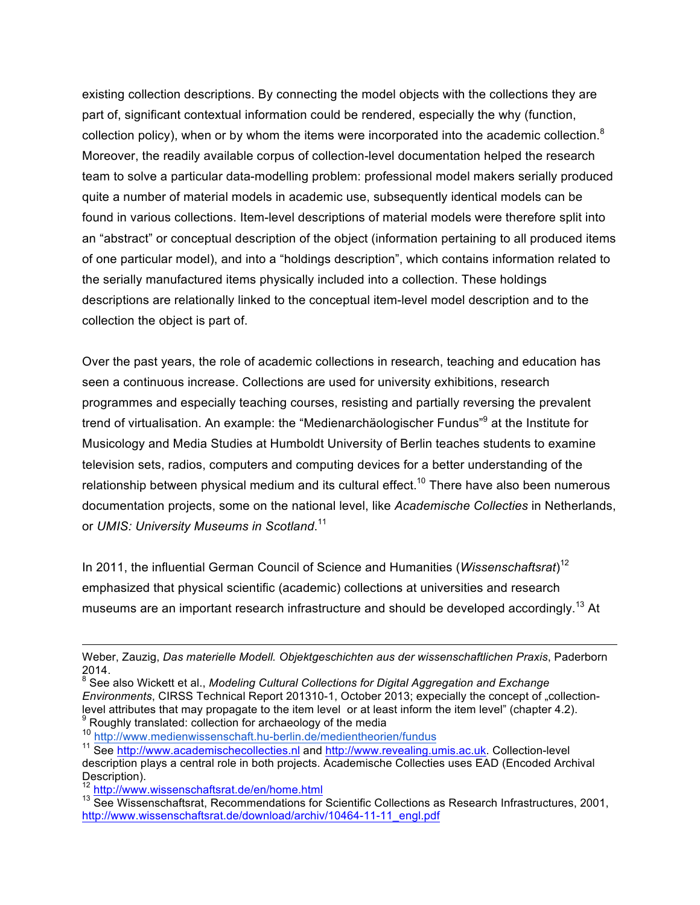existing collection descriptions. By connecting the model objects with the collections they are part of, significant contextual information could be rendered, especially the why (function, collection policy), when or by whom the items were incorporated into the academic collection.[8] Moreover, the readily available corpus of collection-level documentation helped the research team to solve a particular data-modelling problem: professional model makers serially produced quite a number of material models in academic use, subsequently identical models can be found in various collections. Item-level descriptions of material models were therefore split into an "abstract" or conceptual description of the object (information pertaining to all produced items of one particular model), and into a "holdings description", which contains information related to the serially manufactured items physically included into a collection. These holdings descriptions are relationally linked to the conceptual item-level model description and to the collection the object is part of.

Over the past years, the role of academic collections in research, teaching and education has seen a continuous increase. Collections are used for university exhibitions, research programmes and especially teaching courses, resisting and partially reversing the prevalent trend of virtualisation. An example: the "Medienarchäologischer Fundus"[9] at the Institute for Musicology and Media Studies at Humboldt University of Berlin teaches students to examine television sets, radios, computers and computing devices for a better understanding of the relationship between physical medium and its cultural effect.[10] There have also been numerous documentation projects, some on the national level, like *Academische Collecties* in Netherlands, or *UMIS: University Museums in Scotland*.[11]

In 2011, the influential German Council of Science and Humanities (*Wissenschaftsrat*)[12] emphasized that physical scientific (academic) collections at universities and research museums are an important research infrastructure and should be developed accordingly.[13] At

---

Weber, Zauzig, *Das materielle Modell. Objektgeschichten aus der wissenschaftlichen Praxis*, Paderborn 2014.

[8] See also Wickett et al., *Modeling Cultural Collections for Digital Aggregation and Exchange Environments*, CIRSS Technical Report 201310-1, October 2013; expecially the concept of „collection-level attributes that may propagate to the item level or at least inform the item level" (chapter 4.2).

[9] Roughly translated: collection for archaeology of the media

[10] http://www.medienwissenschaft.hu-berlin.de/medientheorien/fundus

[11] See http://www.academischecollecties.nl and http://www.revealing.umis.ac.uk. Collection-level description plays a central role in both projects. Academische Collecties uses EAD (Encoded Archival Description).

[12] http://www.wissenschaftsrat.de/en/home.html

[13] See Wissenschaftsrat, Recommendations for Scientific Collections as Research Infrastructures, 2001, http://www.wissenschaftsrat.de/download/archiv/10464-11-11_engl.pdf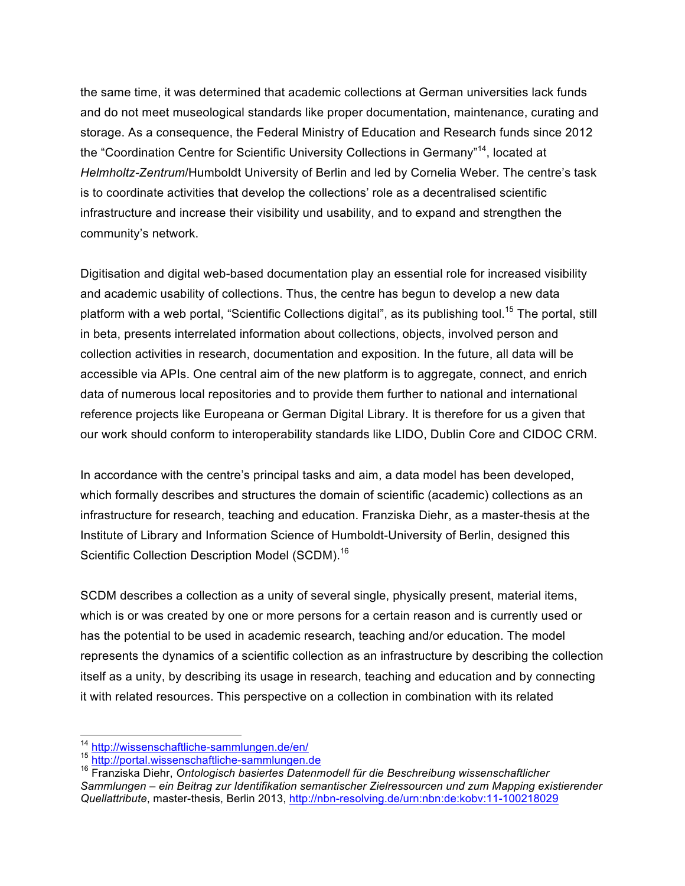the same time, it was determined that academic collections at German universities lack funds and do not meet museological standards like proper documentation, maintenance, curating and storage. As a consequence, the Federal Ministry of Education and Research funds since 2012 the "Coordination Centre for Scientific University Collections in Germany"[14], located at *Helmholtz-Zentrum*/Humboldt University of Berlin and led by Cornelia Weber. The centre's task is to coordinate activities that develop the collections' role as a decentralised scientific infrastructure and increase their visibility und usability, and to expand and strengthen the community's network.

Digitisation and digital web-based documentation play an essential role for increased visibility and academic usability of collections. Thus, the centre has begun to develop a new data platform with a web portal, "Scientific Collections digital", as its publishing tool.[15] The portal, still in beta, presents interrelated information about collections, objects, involved person and collection activities in research, documentation and exposition. In the future, all data will be accessible via APIs. One central aim of the new platform is to aggregate, connect, and enrich data of numerous local repositories and to provide them further to national and international reference projects like Europeana or German Digital Library. It is therefore for us a given that our work should conform to interoperability standards like LIDO, Dublin Core and CIDOC CRM.

In accordance with the centre's principal tasks and aim, a data model has been developed, which formally describes and structures the domain of scientific (academic) collections as an infrastructure for research, teaching and education. Franziska Diehr, as a master-thesis at the Institute of Library and Information Science of Humboldt-University of Berlin, designed this Scientific Collection Description Model (SCDM).[16]

SCDM describes a collection as a unity of several single, physically present, material items, which is or was created by one or more persons for a certain reason and is currently used or has the potential to be used in academic research, teaching and/or education. The model represents the dynamics of a scientific collection as an infrastructure by describing the collection itself as a unity, by describing its usage in research, teaching and education and by connecting it with related resources. This perspective on a collection in combination with its related

---

[14] http://wissenschaftliche-sammlungen.de/en/

[15] http://portal.wissenschaftliche-sammlungen.de

[16] Franziska Diehr, *Ontologisch basiertes Datenmodell für die Beschreibung wissenschaftlicher Sammlungen – ein Beitrag zur Identifikation semantischer Zielressourcen und zum Mapping existierender Quellattribute*, master-thesis, Berlin 2013, http://nbn-resolving.de/urn:nbn:de:kobv:11-100218029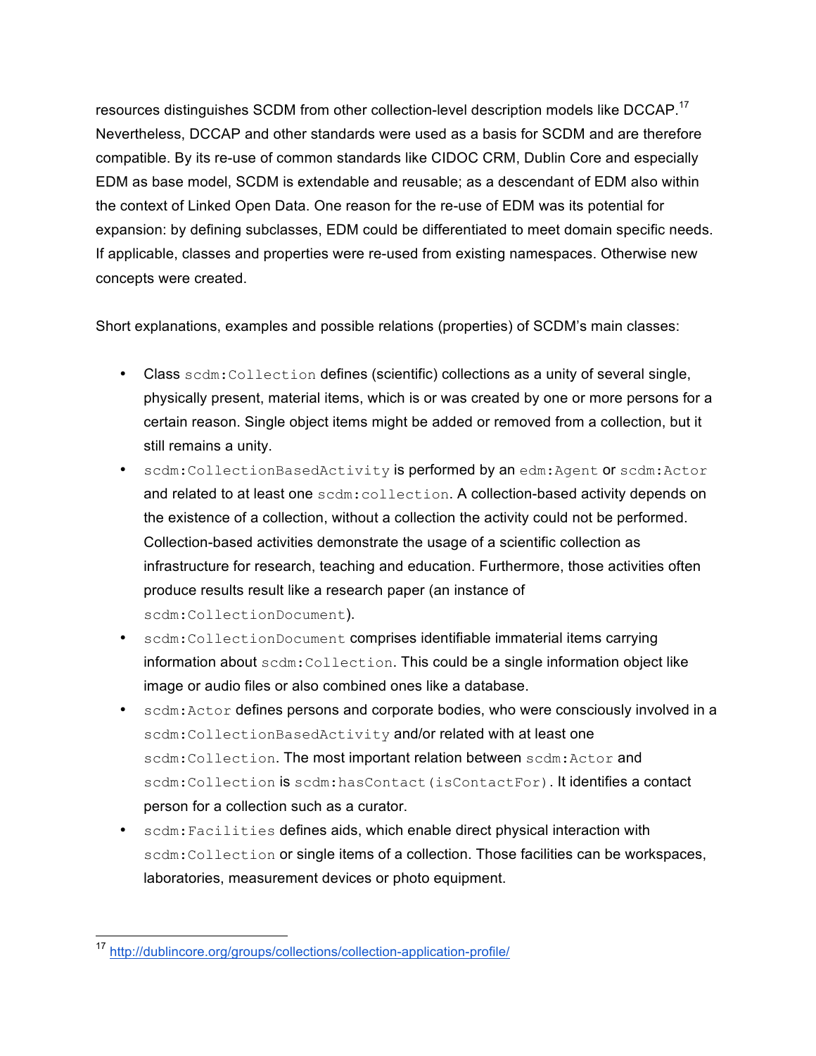resources distinguishes SCDM from other collection-level description models like DCCAP.[17] Nevertheless, DCCAP and other standards were used as a basis for SCDM and are therefore compatible. By its re-use of common standards like CIDOC CRM, Dublin Core and especially EDM as base model, SCDM is extendable and reusable; as a descendant of EDM also within the context of Linked Open Data. One reason for the re-use of EDM was its potential for expansion: by defining subclasses, EDM could be differentiated to meet domain specific needs. If applicable, classes and properties were re-used from existing namespaces. Otherwise new concepts were created.

Short explanations, examples and possible relations (properties) of SCDM's main classes:

- Class `scdm:Collection` defines (scientific) collections as a unity of several single, physically present, material items, which is or was created by one or more persons for a certain reason. Single object items might be added or removed from a collection, but it still remains a unity.
- `scdm:CollectionBasedActivity` is performed by an `edm:Agent` or `scdm:Actor` and related to at least one `scdm:collection`. A collection-based activity depends on the existence of a collection, without a collection the activity could not be performed. Collection-based activities demonstrate the usage of a scientific collection as infrastructure for research, teaching and education. Furthermore, those activities often produce results result like a research paper (an instance of `scdm:CollectionDocument`).
- `scdm:CollectionDocument` comprises identifiable immaterial items carrying information about `scdm:Collection`. This could be a single information object like image or audio files or also combined ones like a database.
- `scdm:Actor` defines persons and corporate bodies, who were consciously involved in a `scdm:CollectionBasedActivity` and/or related with at least one `scdm:Collection`. The most important relation between `scdm:Actor` and `scdm:Collection` is `scdm:hasContact(isContactFor)`. It identifies a contact person for a collection such as a curator.
- `scdm:Facilities` defines aids, which enable direct physical interaction with `scdm:Collection` or single items of a collection. Those facilities can be workspaces, laboratories, measurement devices or photo equipment.

---

[17] http://dublincore.org/groups/collections/collection-application-profile/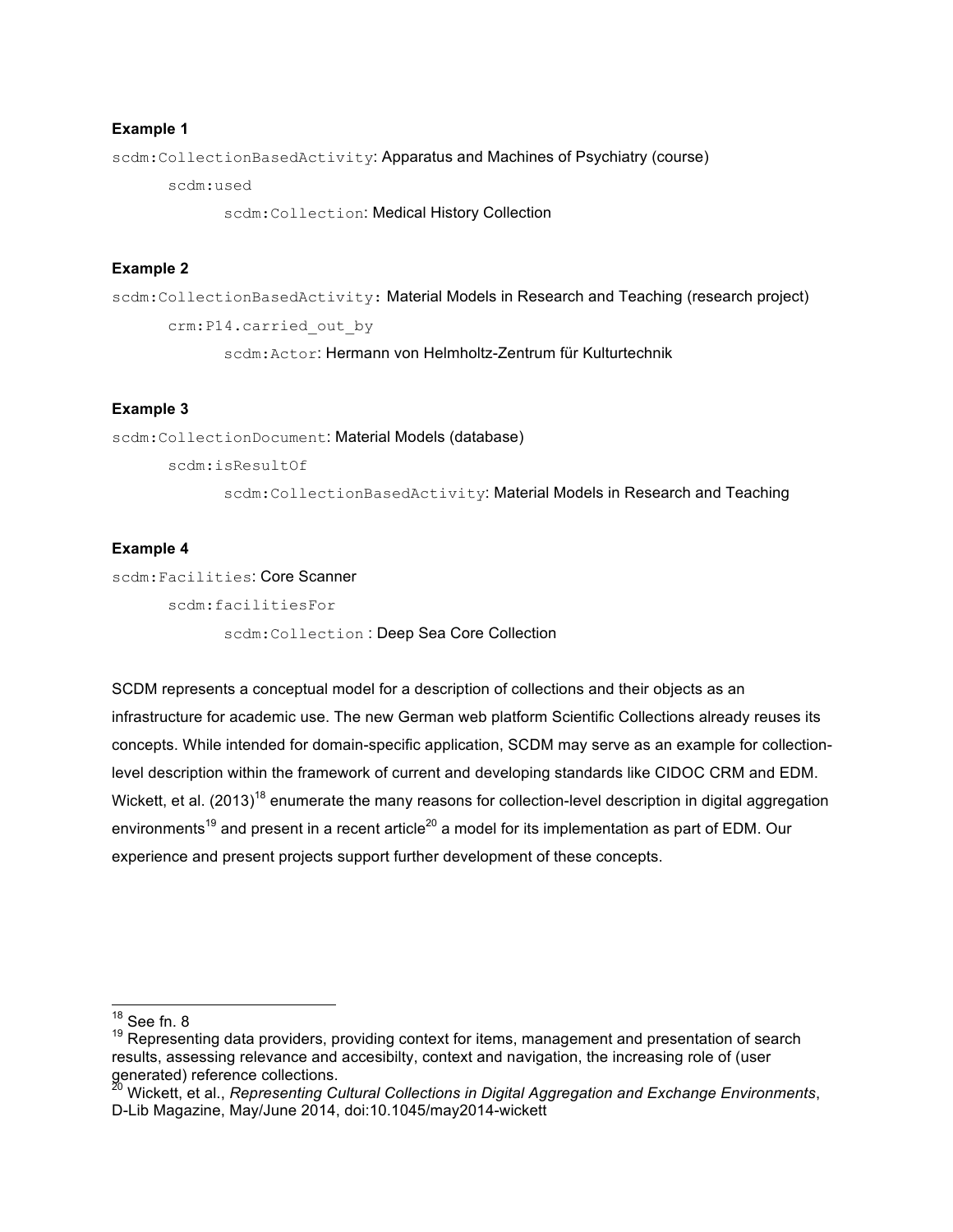**Example 1**

`scdm:CollectionBasedActivity`: Apparatus and Machines of Psychiatry (course)

    `scdm:used`

        `scdm:Collection`: Medical History Collection

**Example 2**

`scdm:CollectionBasedActivity`: Material Models in Research and Teaching (research project)

    `crm:P14.carried_out_by`

        `scdm:Actor`: Hermann von Helmholtz-Zentrum für Kulturtechnik

**Example 3**

`scdm:CollectionDocument`: Material Models (database)

    `scdm:isResultOf`

        `scdm:CollectionBasedActivity`: Material Models in Research and Teaching

**Example 4**

`scdm:Facilities`: Core Scanner

    `scdm:facilitiesFor`

        `scdm:Collection` : Deep Sea Core Collection

SCDM represents a conceptual model for a description of collections and their objects as an infrastructure for academic use. The new German web platform Scientific Collections already reuses its concepts. While intended for domain-specific application, SCDM may serve as an example for collection-level description within the framework of current and developing standards like CIDOC CRM and EDM. Wickett, et al. (2013)[18] enumerate the many reasons for collection-level description in digital aggregation environments[19] and present in a recent article[20] a model for its implementation as part of EDM. Our experience and present projects support further development of these concepts.

---

[18] See fn. 8

[19] Representing data providers, providing context for items, management and presentation of search results, assessing relevance and accesibilty, context and navigation, the increasing role of (user generated) reference collections.

[20] Wickett, et al., *Representing Cultural Collections in Digital Aggregation and Exchange Environments*, D-Lib Magazine, May/June 2014, doi:10.1045/may2014-wickett